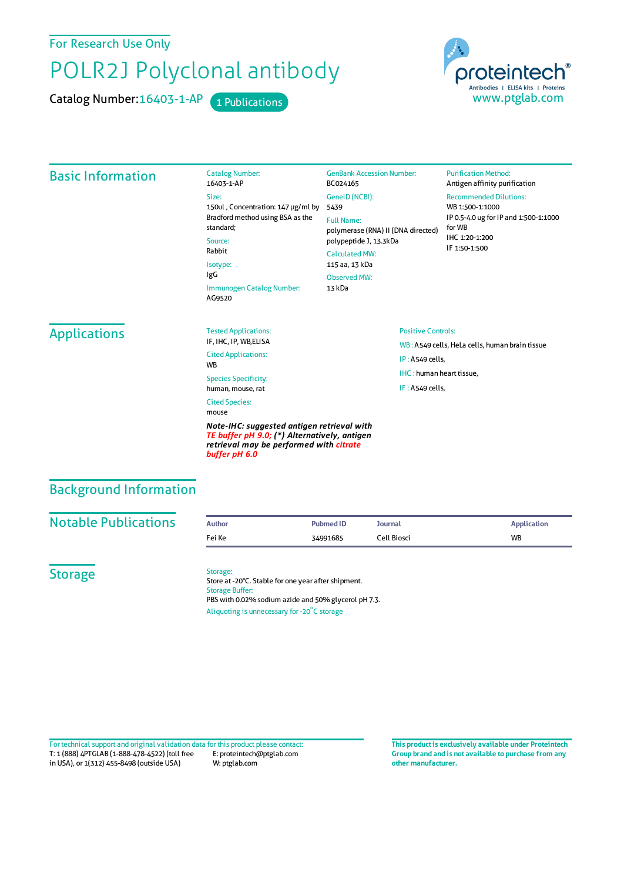For Research Use Only

# POLR2J Polyclonal antibody

Catalog Number: 16403-1-AP    1 Publications

proteintech® Antibodies | ELISA kits | Proteins
www.ptglab.com

## Basic Information

Catalog Number:
16403-1-AP

Size:
150ul , Concentration: 147 μg/ml by Bradford method using BSA as the standard;

Source:
Rabbit

Isotype:
IgG

Immunogen Catalog Number:
AG9520

GenBank Accession Number:
BC024165

GeneID (NCBI):
5439

Full Name:
polymerase (RNA) II (DNA directed) polypeptide J, 13.3kDa

Calculated MW:
115 aa, 13 kDa

Observed MW:
13 kDa

Purification Method:
Antigen affinity purification

Recommended Dilutions:
WB 1:500-1:1000
IP 0.5-4.0 ug for IP and 1:500-1:1000 for WB
IHC 1:20-1:200
IF 1:50-1:500

## Applications

Tested Applications:
IF, IHC, IP, WB,ELISA

Cited Applications:
WB

Species Specificity:
human, mouse, rat

Cited Species:
mouse

***Note-IHC: suggested antigen retrieval with TE buffer pH 9.0; (\*) Alternatively, antigen retrieval may be performed with citrate buffer pH 6.0***

Positive Controls:

WB : A549 cells, HeLa cells, human brain tissue

IP : A549 cells,

IHC : human heart tissue,

IF : A549 cells,

## Background Information

## Notable Publications

| Author | Pubmed ID | Journal | Application |
|---|---|---|---|
| Fei Ke | 34991685 | Cell Biosci | WB |

## Storage

Storage:
Store at -20°C. Stable for one year after shipment.
Storage Buffer:
PBS with 0.02% sodium azide and 50% glycerol pH 7.3.
Aliquoting is unnecessary for -20°C storage

For technical support and original validation data for this product please contact:
T: 1 (888) 4PTGLAB (1-888-478-4522) (toll free in USA), or 1(312) 455-8498 (outside USA)
E: proteintech@ptglab.com
W: ptglab.com

**This product is exclusively available under Proteintech Group brand and is not available to purchase from any other manufacturer.**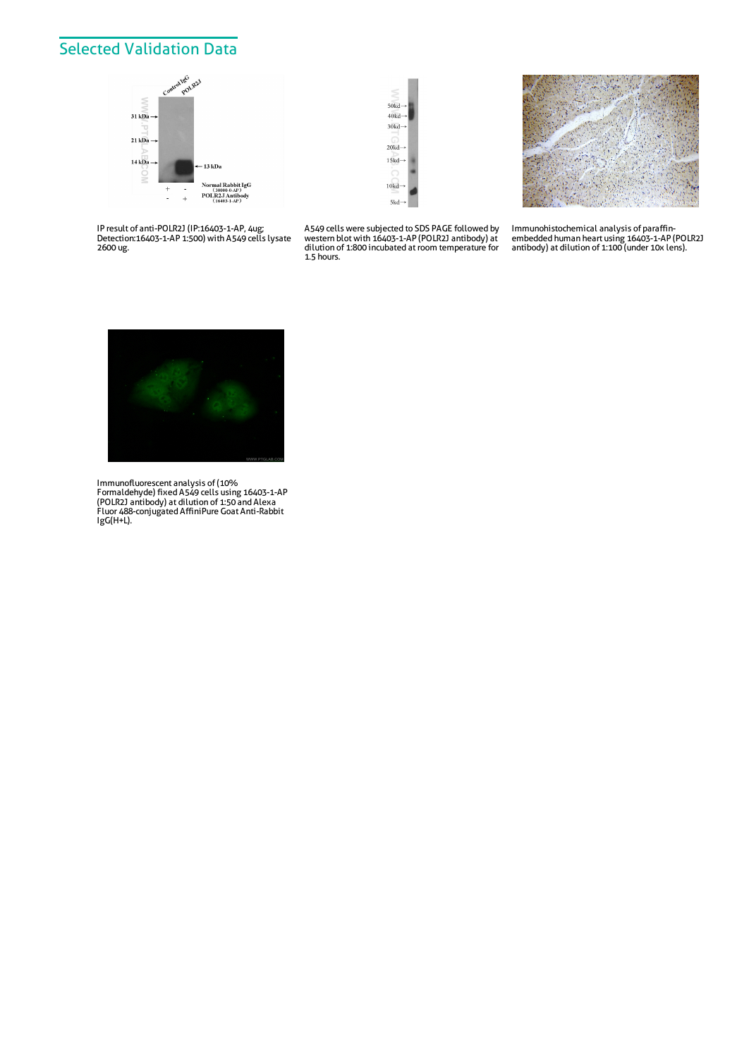## Selected Validation Data

Control IgG
POLR2J
31 kDa
21 kDa
14 kDa
13 kDa
Normal Rabbit IgG (30000-0-AP)
POLR2J Antibody (16403-1-AP)

IP result of anti-POLR2J (IP:16403-1-AP, 4ug; Detection:16403-1-AP 1:500) with A549 cells lysate 2600 ug.

50kd
40kd
30kd
20kd
15kd
10kd
5kd

A549 cells were subjected to SDS PAGE followed by western blot with 16403-1-AP (POLR2J antibody) at dilution of 1:800 incubated at room temperature for 1.5 hours.

Immunohistochemical analysis of paraffin-embedded human heart using 16403-1-AP (POLR2J antibody) at dilution of 1:100 (under 10x lens).

Immunofluorescent analysis of (10% Formaldehyde) fixed A549 cells using 16403-1-AP (POLR2J antibody) at dilution of 1:50 and Alexa Fluor 488-conjugated AffiniPure Goat Anti-Rabbit IgG(H+L).